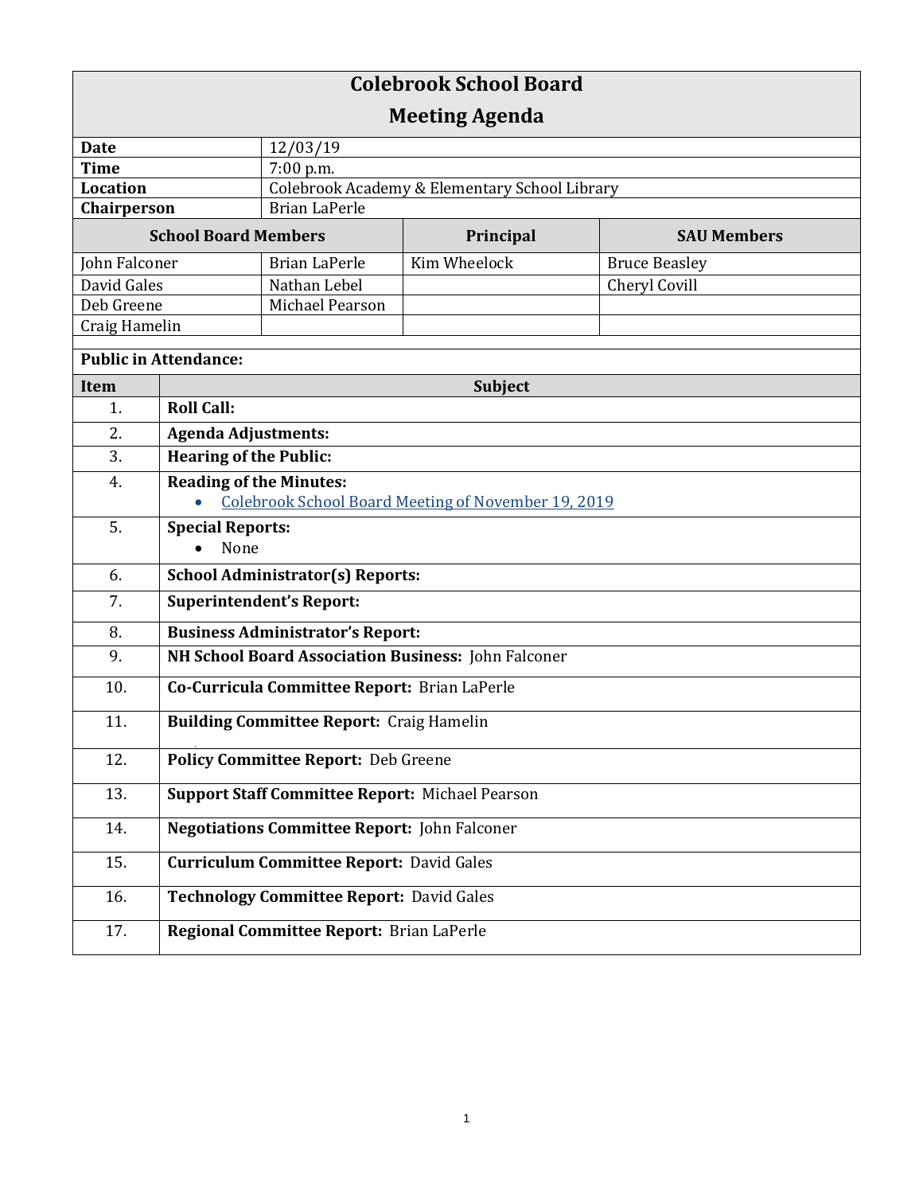# Colebrook School Board

## Meeting Agenda

| | |
|---|---|
| **Date** | 12/03/19 |
| **Time** | 7:00 p.m. |
| **Location** | Colebrook Academy & Elementary School Library |
| **Chairperson** | Brian LaPerle |

| School Board Members | | Principal | SAU Members |
|---|---|---|---|
| John Falconer | Brian LaPerle | Kim Wheelock | Bruce Beasley |
| David Gales | Nathan Lebel | | Cheryl Covill |
| Deb Greene | Michael Pearson | | |
| Craig Hamelin | | | |

**Public in Attendance:**

| Item | Subject |
|---|---|
| 1. | **Roll Call:** |
| 2. | **Agenda Adjustments:** |
| 3. | **Hearing of the Public:** |
| 4. | **Reading of the Minutes:**<br>• Colebrook School Board Meeting of November 19, 2019 |
| 5. | **Special Reports:**<br>• None |
| 6. | **School Administrator(s) Reports:** |
| 7. | **Superintendent's Report:** |
| 8. | **Business Administrator's Report:** |
| 9. | **NH School Board Association Business:** John Falconer |
| 10. | **Co-Curricula Committee Report:** Brian LaPerle |
| 11. | **Building Committee Report:** Craig Hamelin |
| 12. | **Policy Committee Report:** Deb Greene |
| 13. | **Support Staff Committee Report:** Michael Pearson |
| 14. | **Negotiations Committee Report:** John Falconer |
| 15. | **Curriculum Committee Report:** David Gales |
| 16. | **Technology Committee Report:** David Gales |
| 17. | **Regional Committee Report:** Brian LaPerle |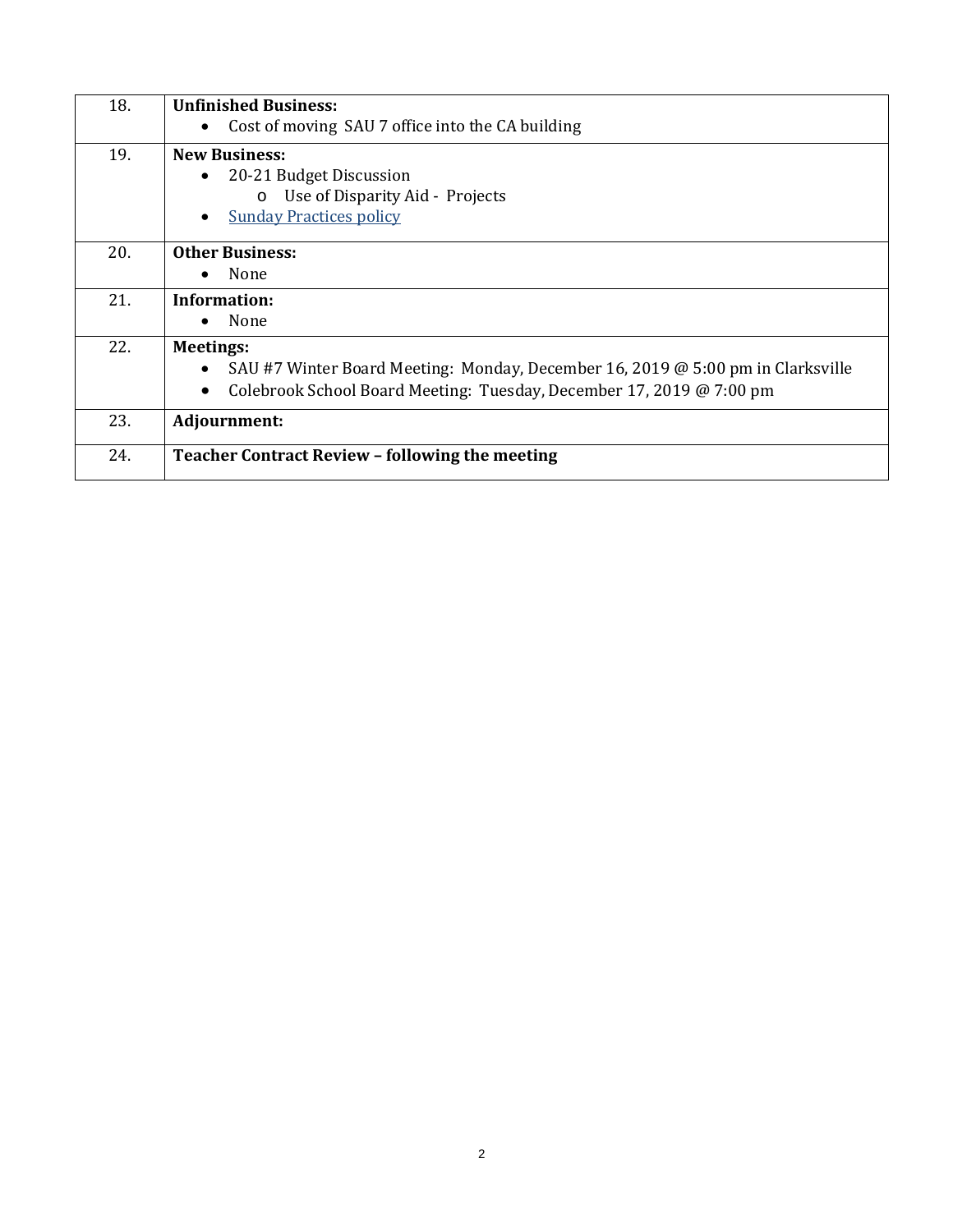| | |
|---|---|
| 18. | **Unfinished Business:**<br>• Cost of moving SAU 7 office into the CA building |
| 19. | **New Business:**<br>• 20-21 Budget Discussion<br>  o Use of Disparity Aid - Projects<br>• Sunday Practices policy |
| 20. | **Other Business:**<br>• None |
| 21. | **Information:**<br>• None |
| 22. | **Meetings:**<br>• SAU #7 Winter Board Meeting: Monday, December 16, 2019 @ 5:00 pm in Clarksville<br>• Colebrook School Board Meeting: Tuesday, December 17, 2019 @ 7:00 pm |
| 23. | **Adjournment:** |
| 24. | **Teacher Contract Review – following the meeting** |